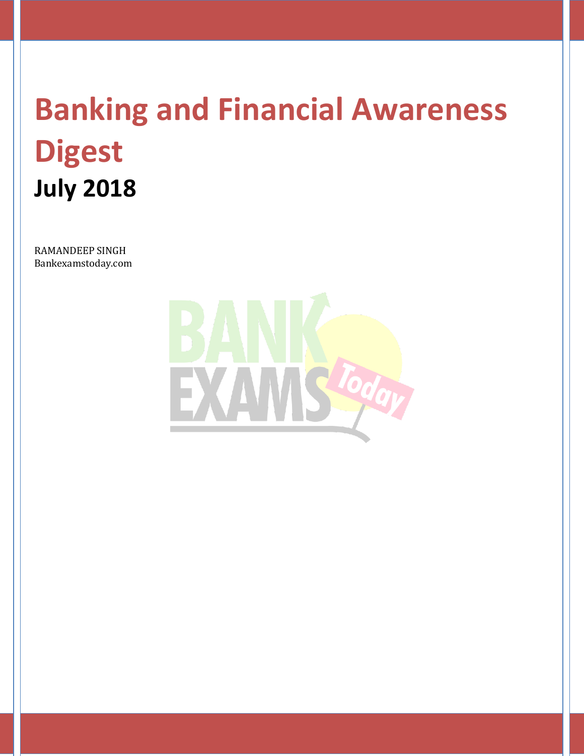# Banking and Financial Awareness Digest

## July 2018

RAMANDEEP SINGH
Bankexamstoday.com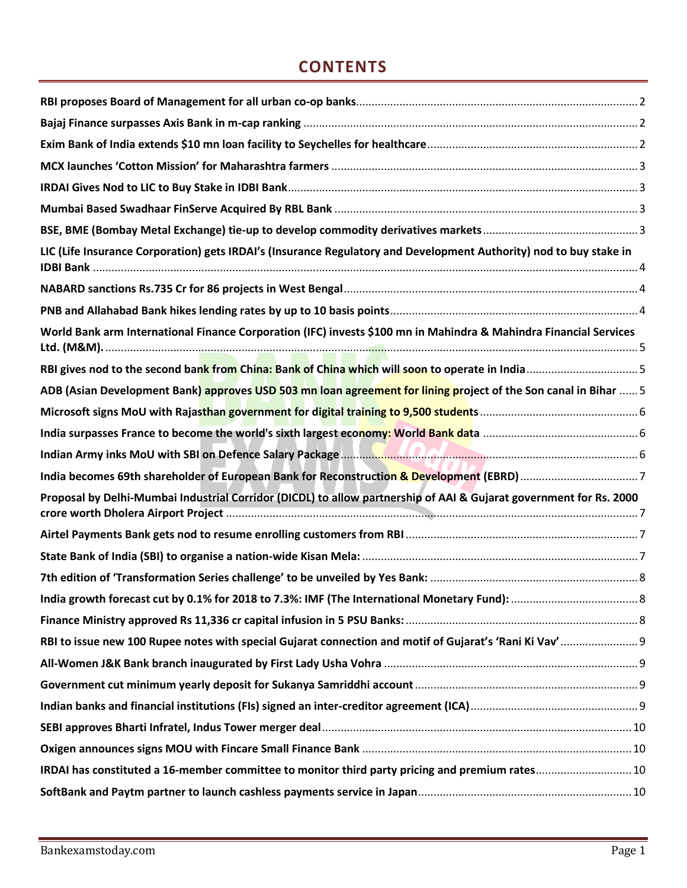# CONTENTS

- RBI proposes Board of Management for all urban co-op banks .......... 2
- Bajaj Finance surpasses Axis Bank in m-cap ranking .......... 2
- Exim Bank of India extends $10 mn loan facility to Seychelles for healthcare .......... 2
- MCX launches 'Cotton Mission' for Maharashtra farmers .......... 3
- IRDAI Gives Nod to LIC to Buy Stake in IDBI Bank .......... 3
- Mumbai Based Swadhaar FinServe Acquired By RBL Bank .......... 3
- BSE, BME (Bombay Metal Exchange) tie-up to develop commodity derivatives markets .......... 3
- LIC (Life Insurance Corporation) gets IRDAI's (Insurance Regulatory and Development Authority) nod to buy stake in IDBI Bank .......... 4
- NABARD sanctions Rs.735 Cr for 86 projects in West Bengal .......... 4
- PNB and Allahabad Bank hikes lending rates by up to 10 basis points .......... 4
- World Bank arm International Finance Corporation (IFC) invests $100 mn in Mahindra & Mahindra Financial Services Ltd. (M&M). .......... 5
- RBI gives nod to the second bank from China: Bank of China which will soon to operate in India .......... 5
- ADB (Asian Development Bank) approves USD 503 mn loan agreement for lining project of the Son canal in Bihar .......... 5
- Microsoft signs MoU with Rajasthan government for digital training to 9,500 students .......... 6
- India surpasses France to become the world's sixth largest economy: World Bank data .......... 6
- Indian Army inks MoU with SBI on Defence Salary Package .......... 6
- India becomes 69th shareholder of European Bank for Reconstruction & Development (EBRD) .......... 7
- Proposal by Delhi-Mumbai Industrial Corridor (DICDL) to allow partnership of AAI & Gujarat government for Rs. 2000 crore worth Dholera Airport Project .......... 7
- Airtel Payments Bank gets nod to resume enrolling customers from RBI .......... 7
- State Bank of India (SBI) to organise a nation-wide Kisan Mela: .......... 7
- 7th edition of 'Transformation Series challenge' to be unveiled by Yes Bank: .......... 8
- India growth forecast cut by 0.1% for 2018 to 7.3%: IMF (The International Monetary Fund): .......... 8
- Finance Ministry approved Rs 11,336 cr capital infusion in 5 PSU Banks: .......... 8
- RBI to issue new 100 Rupee notes with special Gujarat connection and motif of Gujarat's 'Rani Ki Vav' .......... 9
- All-Women J&K Bank branch inaugurated by First Lady Usha Vohra .......... 9
- Government cut minimum yearly deposit for Sukanya Samriddhi account .......... 9
- Indian banks and financial institutions (FIs) signed an inter-creditor agreement (ICA) .......... 9
- SEBI approves Bharti Infratel, Indus Tower merger deal .......... 10
- Oxigen announces signs MOU with Fincare Small Finance Bank .......... 10
- IRDAI has constituted a 16-member committee to monitor third party pricing and premium rates .......... 10
- SoftBank and Paytm partner to launch cashless payments service in Japan .......... 10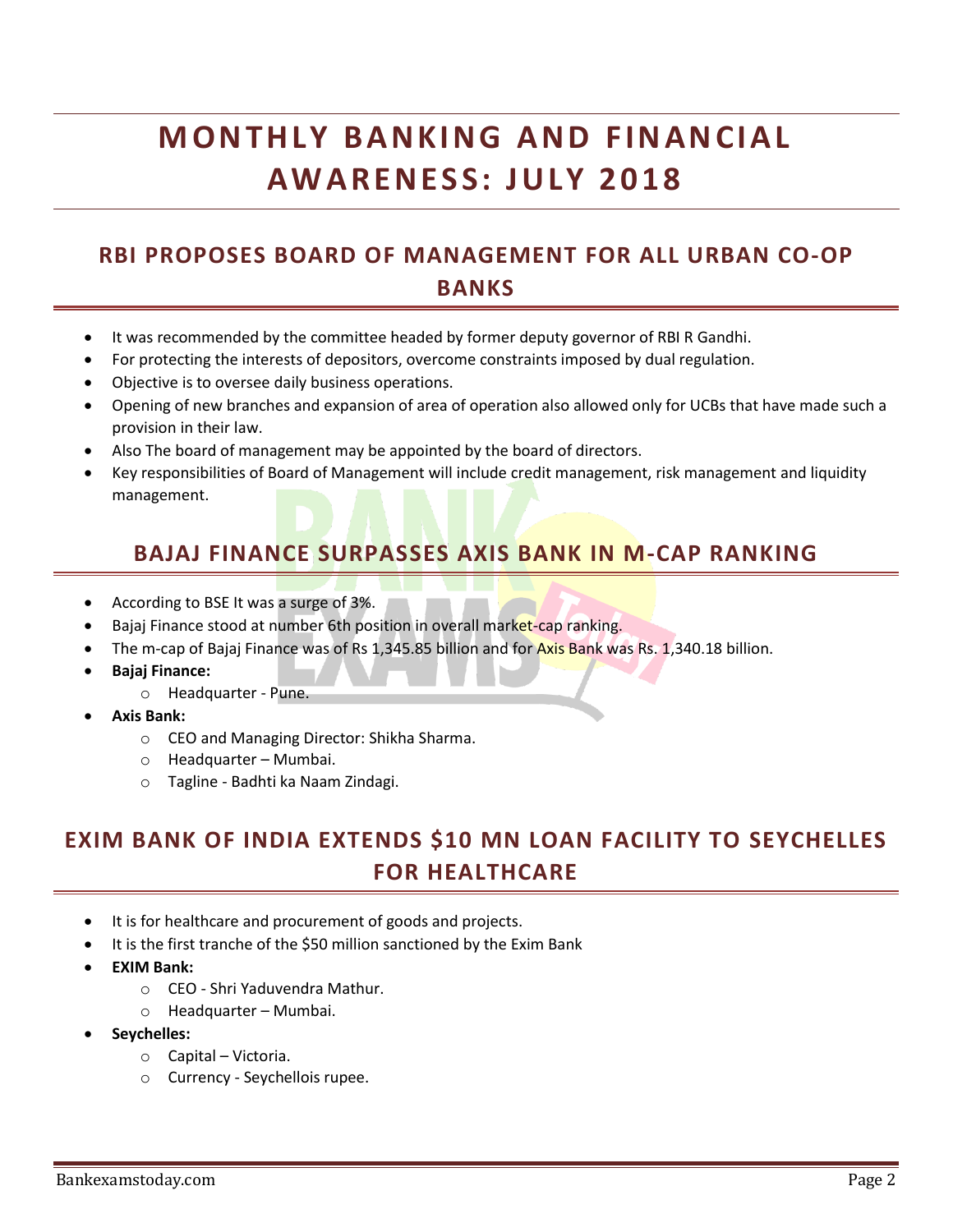# MONTHLY BANKING AND FINANCIAL AWARENESS: JULY 2018

## RBI PROPOSES BOARD OF MANAGEMENT FOR ALL URBAN CO-OP BANKS

- It was recommended by the committee headed by former deputy governor of RBI R Gandhi.
- For protecting the interests of depositors, overcome constraints imposed by dual regulation.
- Objective is to oversee daily business operations.
- Opening of new branches and expansion of area of operation also allowed only for UCBs that have made such a provision in their law.
- Also The board of management may be appointed by the board of directors.
- Key responsibilities of Board of Management will include credit management, risk management and liquidity management.

## BAJAJ FINANCE SURPASSES AXIS BANK IN M-CAP RANKING

- According to BSE It was a surge of 3%.
- Bajaj Finance stood at number 6th position in overall market-cap ranking.
- The m-cap of Bajaj Finance was of Rs 1,345.85 billion and for Axis Bank was Rs. 1,340.18 billion.
- **Bajaj Finance:**
  - Headquarter - Pune.
- **Axis Bank:**
  - CEO and Managing Director: Shikha Sharma.
  - Headquarter – Mumbai.
  - Tagline - Badhti ka Naam Zindagi.

## EXIM BANK OF INDIA EXTENDS $10 MN LOAN FACILITY TO SEYCHELLES FOR HEALTHCARE

- It is for healthcare and procurement of goods and projects.
- It is the first tranche of the $50 million sanctioned by the Exim Bank
- **EXIM Bank:**
  - CEO - Shri Yaduvendra Mathur.
  - Headquarter – Mumbai.
- **Seychelles:**
  - Capital – Victoria.
  - Currency - Seychellois rupee.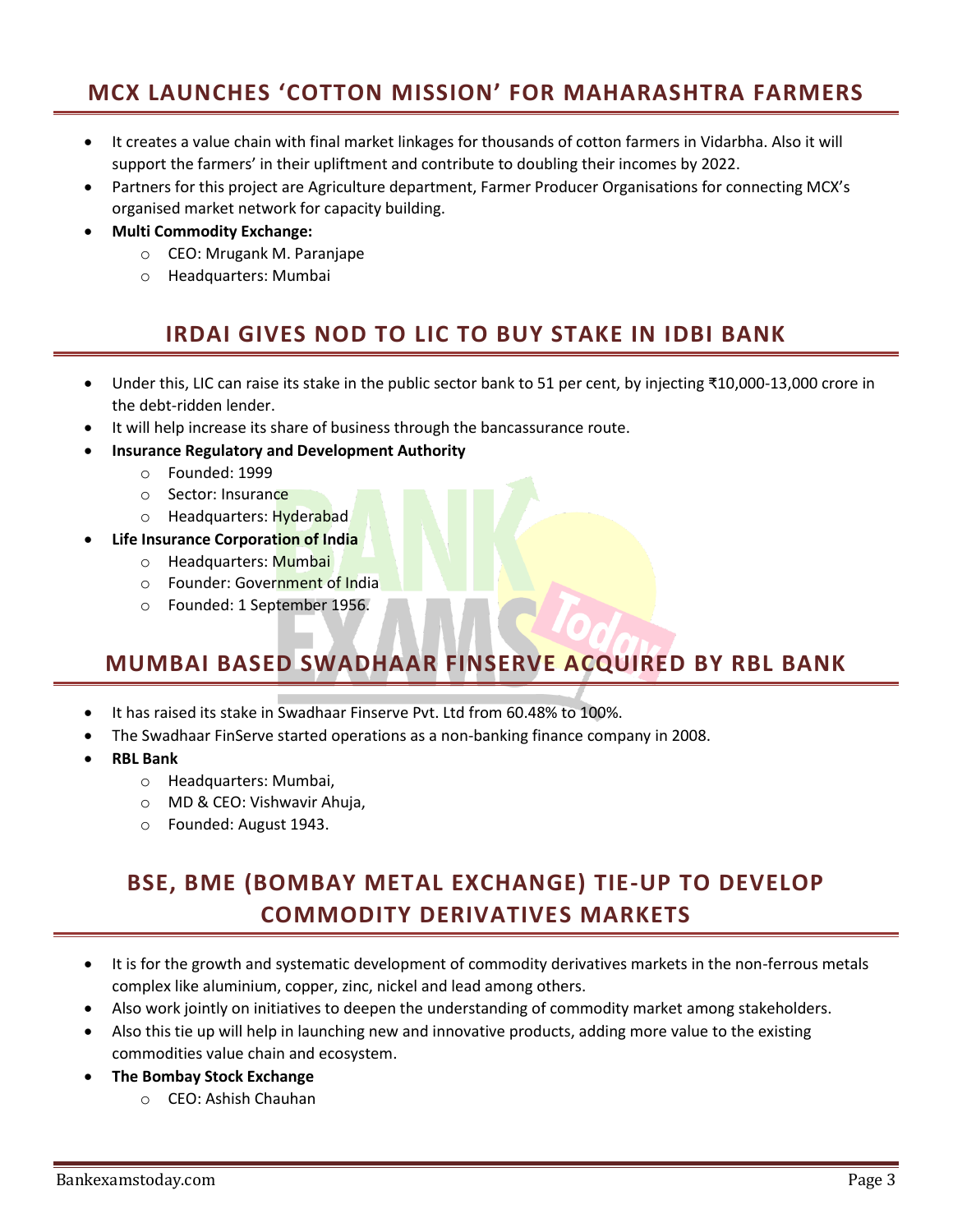## MCX LAUNCHES 'COTTON MISSION' FOR MAHARASHTRA FARMERS

- It creates a value chain with final market linkages for thousands of cotton farmers in Vidarbha. Also it will support the farmers' in their upliftment and contribute to doubling their incomes by 2022.
- Partners for this project are Agriculture department, Farmer Producer Organisations for connecting MCX's organised market network for capacity building.
- **Multi Commodity Exchange:**
    - CEO: Mrugank M. Paranjape
    - Headquarters: Mumbai

## IRDAI GIVES NOD TO LIC TO BUY STAKE IN IDBI BANK

- Under this, LIC can raise its stake in the public sector bank to 51 per cent, by injecting ₹10,000-13,000 crore in the debt-ridden lender.
- It will help increase its share of business through the bancassurance route.
- **Insurance Regulatory and Development Authority**
    - Founded: 1999
    - Sector: Insurance
    - Headquarters: Hyderabad
- **Life Insurance Corporation of India**
    - Headquarters: Mumbai
    - Founder: Government of India
    - Founded: 1 September 1956.

## MUMBAI BASED SWADHAAR FINSERVE ACQUIRED BY RBL BANK

- It has raised its stake in Swadhaar Finserve Pvt. Ltd from 60.48% to 100%.
- The Swadhaar FinServe started operations as a non-banking finance company in 2008.
- **RBL Bank**
    - Headquarters: Mumbai,
    - MD & CEO: Vishwavir Ahuja,
    - Founded: August 1943.

## BSE, BME (BOMBAY METAL EXCHANGE) TIE-UP TO DEVELOP COMMODITY DERIVATIVES MARKETS

- It is for the growth and systematic development of commodity derivatives markets in the non-ferrous metals complex like aluminium, copper, zinc, nickel and lead among others.
- Also work jointly on initiatives to deepen the understanding of commodity market among stakeholders.
- Also this tie up will help in launching new and innovative products, adding more value to the existing commodities value chain and ecosystem.
- **The Bombay Stock Exchange**
    - CEO: Ashish Chauhan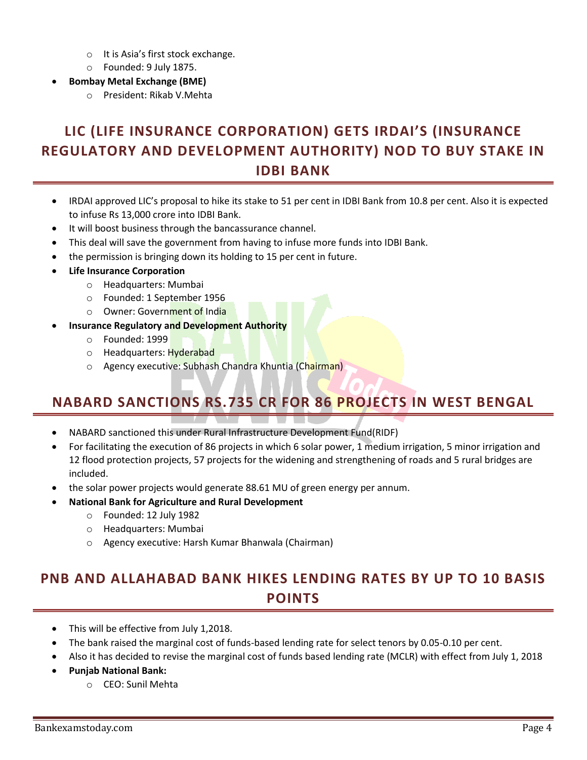- It is Asia's first stock exchange.
- Founded: 9 July 1875.

- **Bombay Metal Exchange (BME)**
  - President: Rikab V.Mehta

## LIC (LIFE INSURANCE CORPORATION) GETS IRDAI'S (INSURANCE REGULATORY AND DEVELOPMENT AUTHORITY) NOD TO BUY STAKE IN IDBI BANK

- IRDAI approved LIC's proposal to hike its stake to 51 per cent in IDBI Bank from 10.8 per cent. Also it is expected to infuse Rs 13,000 crore into IDBI Bank.
- It will boost business through the bancassurance channel.
- This deal will save the government from having to infuse more funds into IDBI Bank.
- the permission is bringing down its holding to 15 per cent in future.
- **Life Insurance Corporation**
  - Headquarters: Mumbai
  - Founded: 1 September 1956
  - Owner: Government of India
- **Insurance Regulatory and Development Authority**
  - Founded: 1999
  - Headquarters: Hyderabad
  - Agency executive: Subhash Chandra Khuntia (Chairman)

## NABARD SANCTIONS RS.735 CR FOR 86 PROJECTS IN WEST BENGAL

- NABARD sanctioned this under Rural Infrastructure Development Fund(RIDF)
- For facilitating the execution of 86 projects in which 6 solar power, 1 medium irrigation, 5 minor irrigation and 12 flood protection projects, 57 projects for the widening and strengthening of roads and 5 rural bridges are included.
- the solar power projects would generate 88.61 MU of green energy per annum.
- **National Bank for Agriculture and Rural Development**
  - Founded: 12 July 1982
  - Headquarters: Mumbai
  - Agency executive: Harsh Kumar Bhanwala (Chairman)

## PNB AND ALLAHABAD BANK HIKES LENDING RATES BY UP TO 10 BASIS POINTS

- This will be effective from July 1,2018.
- The bank raised the marginal cost of funds-based lending rate for select tenors by 0.05-0.10 per cent.
- Also it has decided to revise the marginal cost of funds based lending rate (MCLR) with effect from July 1, 2018
- **Punjab National Bank:**
  - CEO: Sunil Mehta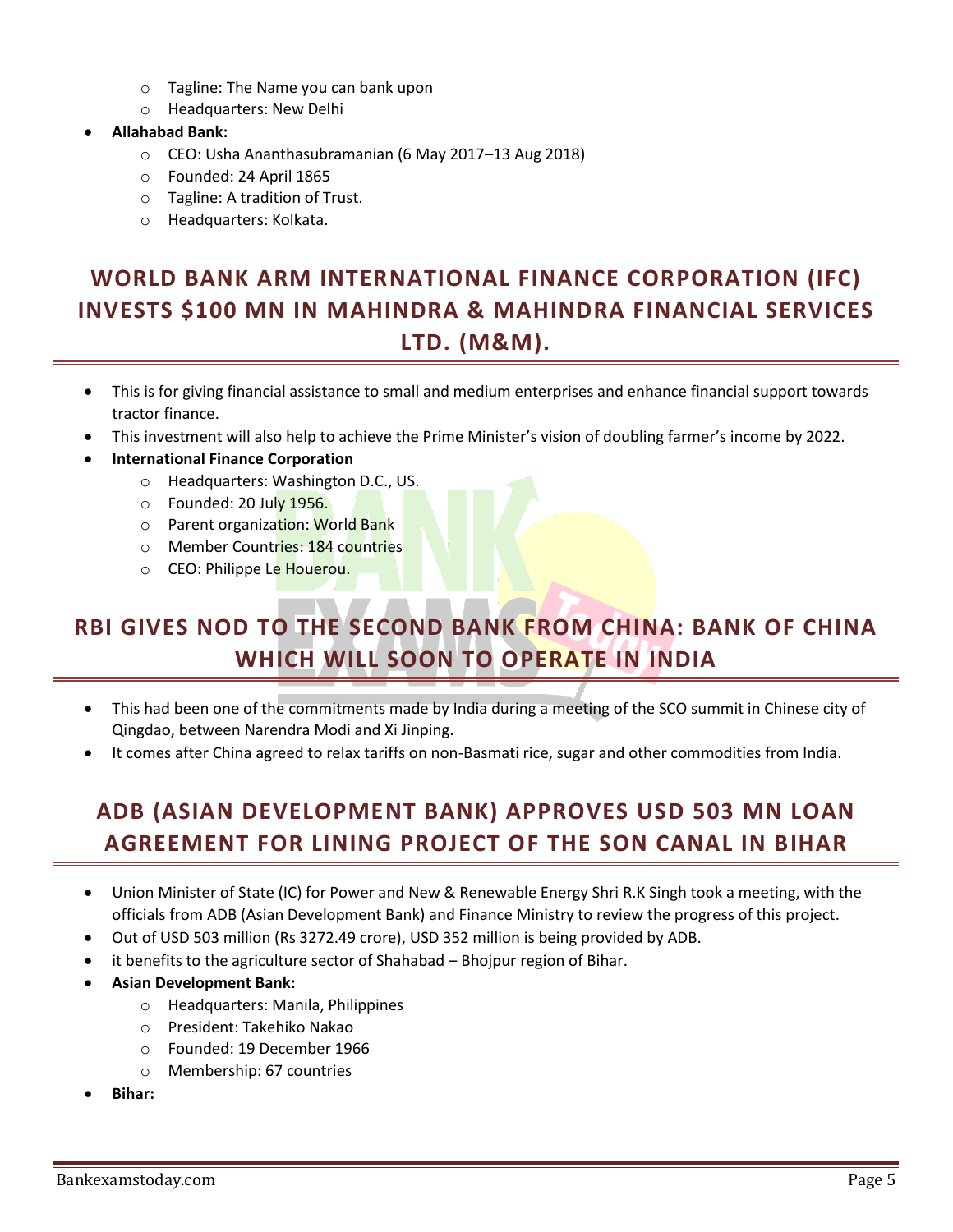- Tagline: The Name you can bank upon
    - Headquarters: New Delhi
- **Allahabad Bank:**
    - CEO: Usha Ananthasubramanian (6 May 2017–13 Aug 2018)
    - Founded: 24 April 1865
    - Tagline: A tradition of Trust.
    - Headquarters: Kolkata.

## WORLD BANK ARM INTERNATIONAL FINANCE CORPORATION (IFC) INVESTS $100 MN IN MAHINDRA & MAHINDRA FINANCIAL SERVICES LTD. (M&M).

- This is for giving financial assistance to small and medium enterprises and enhance financial support towards tractor finance.
- This investment will also help to achieve the Prime Minister's vision of doubling farmer's income by 2022.
- **International Finance Corporation**
    - Headquarters: Washington D.C., US.
    - Founded: 20 July 1956.
    - Parent organization: World Bank
    - Member Countries: 184 countries
    - CEO: Philippe Le Houerou.

## RBI GIVES NOD TO THE SECOND BANK FROM CHINA: BANK OF CHINA WHICH WILL SOON TO OPERATE IN INDIA

- This had been one of the commitments made by India during a meeting of the SCO summit in Chinese city of Qingdao, between Narendra Modi and Xi Jinping.
- It comes after China agreed to relax tariffs on non-Basmati rice, sugar and other commodities from India.

## ADB (ASIAN DEVELOPMENT BANK) APPROVES USD 503 MN LOAN AGREEMENT FOR LINING PROJECT OF THE SON CANAL IN BIHAR

- Union Minister of State (IC) for Power and New & Renewable Energy Shri R.K Singh took a meeting, with the officials from ADB (Asian Development Bank) and Finance Ministry to review the progress of this project.
- Out of USD 503 million (Rs 3272.49 crore), USD 352 million is being provided by ADB.
- it benefits to the agriculture sector of Shahabad – Bhojpur region of Bihar.
- **Asian Development Bank:**
    - Headquarters: Manila, Philippines
    - President: Takehiko Nakao
    - Founded: 19 December 1966
    - Membership: 67 countries
- **Bihar:**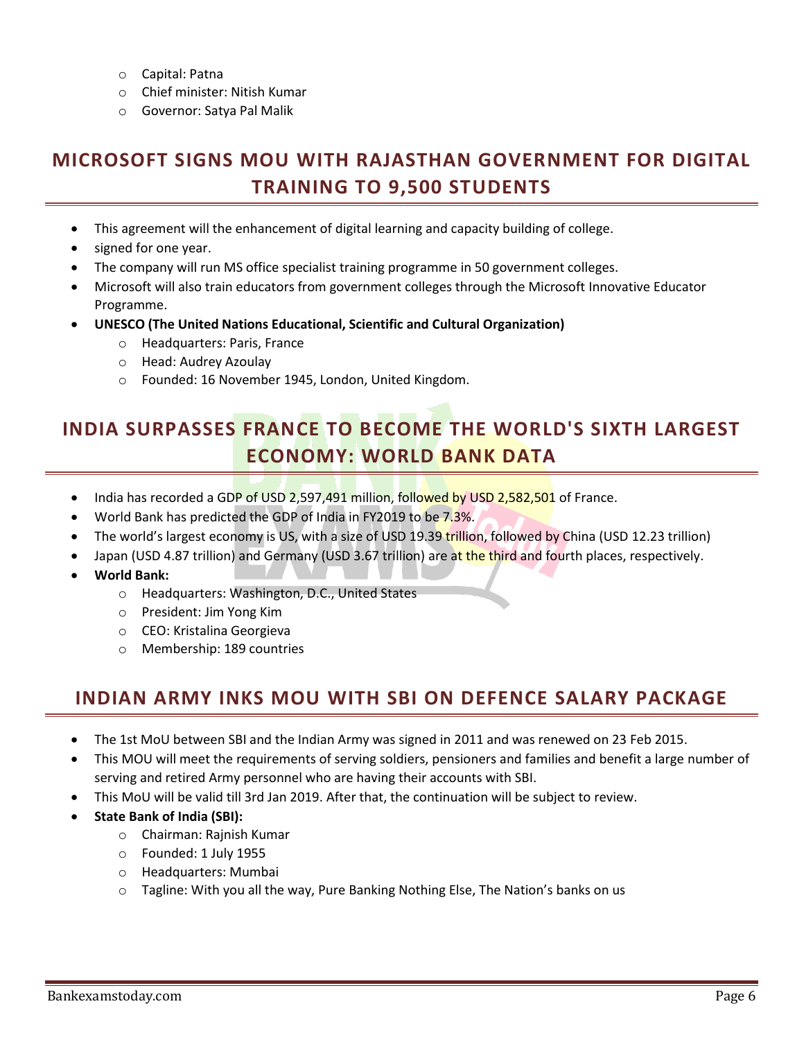- Capital: Patna
  - Chief minister: Nitish Kumar
  - Governor: Satya Pal Malik

## MICROSOFT SIGNS MOU WITH RAJASTHAN GOVERNMENT FOR DIGITAL TRAINING TO 9,500 STUDENTS

- This agreement will the enhancement of digital learning and capacity building of college.
- signed for one year.
- The company will run MS office specialist training programme in 50 government colleges.
- Microsoft will also train educators from government colleges through the Microsoft Innovative Educator Programme.
- **UNESCO (The United Nations Educational, Scientific and Cultural Organization)**
  - Headquarters: Paris, France
  - Head: Audrey Azoulay
  - Founded: 16 November 1945, London, United Kingdom.

## INDIA SURPASSES FRANCE TO BECOME THE WORLD'S SIXTH LARGEST ECONOMY: WORLD BANK DATA

- India has recorded a GDP of USD 2,597,491 million, followed by USD 2,582,501 of France.
- World Bank has predicted the GDP of India in FY2019 to be 7.3%.
- The world's largest economy is US, with a size of USD 19.39 trillion, followed by China (USD 12.23 trillion)
- Japan (USD 4.87 trillion) and Germany (USD 3.67 trillion) are at the third and fourth places, respectively.
- **World Bank:**
  - Headquarters: Washington, D.C., United States
  - President: Jim Yong Kim
  - CEO: Kristalina Georgieva
  - Membership: 189 countries

## INDIAN ARMY INKS MOU WITH SBI ON DEFENCE SALARY PACKAGE

- The 1st MoU between SBI and the Indian Army was signed in 2011 and was renewed on 23 Feb 2015.
- This MOU will meet the requirements of serving soldiers, pensioners and families and benefit a large number of serving and retired Army personnel who are having their accounts with SBI.
- This MoU will be valid till 3rd Jan 2019. After that, the continuation will be subject to review.
- **State Bank of India (SBI):**
  - Chairman: Rajnish Kumar
  - Founded: 1 July 1955
  - Headquarters: Mumbai
  - Tagline: With you all the way, Pure Banking Nothing Else, The Nation's banks on us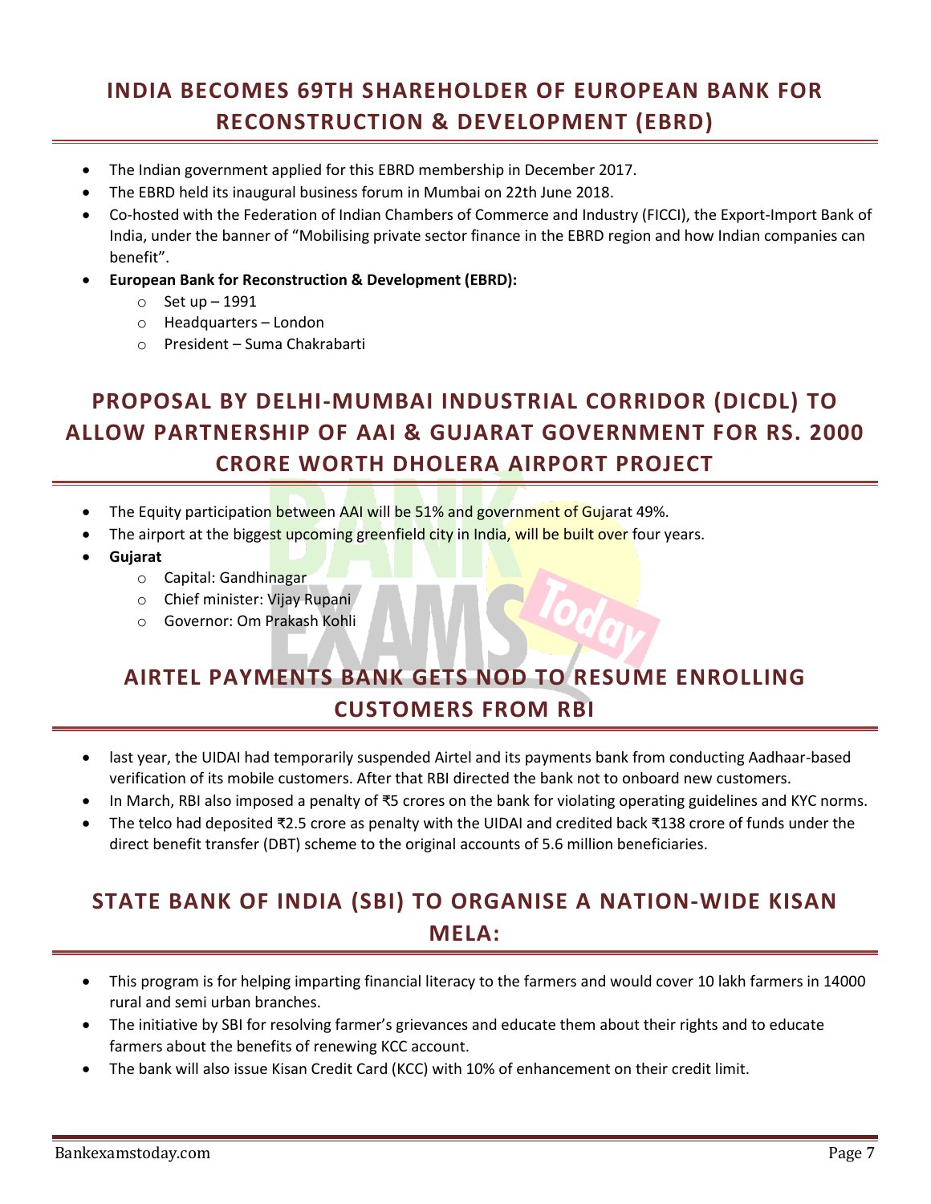## INDIA BECOMES 69TH SHAREHOLDER OF EUROPEAN BANK FOR RECONSTRUCTION & DEVELOPMENT (EBRD)

- The Indian government applied for this EBRD membership in December 2017.
- The EBRD held its inaugural business forum in Mumbai on 22th June 2018.
- Co-hosted with the Federation of Indian Chambers of Commerce and Industry (FICCI), the Export-Import Bank of India, under the banner of "Mobilising private sector finance in the EBRD region and how Indian companies can benefit".
- **European Bank for Reconstruction & Development (EBRD):**
  - Set up – 1991
  - Headquarters – London
  - President – Suma Chakrabarti

## PROPOSAL BY DELHI-MUMBAI INDUSTRIAL CORRIDOR (DICDL) TO ALLOW PARTNERSHIP OF AAI & GUJARAT GOVERNMENT FOR RS. 2000 CRORE WORTH DHOLERA AIRPORT PROJECT

- The Equity participation between AAI will be 51% and government of Gujarat 49%.
- The airport at the biggest upcoming greenfield city in India, will be built over four years.
- **Gujarat**
  - Capital: Gandhinagar
  - Chief minister: Vijay Rupani
  - Governor: Om Prakash Kohli

## AIRTEL PAYMENTS BANK GETS NOD TO RESUME ENROLLING CUSTOMERS FROM RBI

- last year, the UIDAI had temporarily suspended Airtel and its payments bank from conducting Aadhaar-based verification of its mobile customers. After that RBI directed the bank not to onboard new customers.
- In March, RBI also imposed a penalty of ₹5 crores on the bank for violating operating guidelines and KYC norms.
- The telco had deposited ₹2.5 crore as penalty with the UIDAI and credited back ₹138 crore of funds under the direct benefit transfer (DBT) scheme to the original accounts of 5.6 million beneficiaries.

## STATE BANK OF INDIA (SBI) TO ORGANISE A NATION-WIDE KISAN MELA:

- This program is for helping imparting financial literacy to the farmers and would cover 10 lakh farmers in 14000 rural and semi urban branches.
- The initiative by SBI for resolving farmer's grievances and educate them about their rights and to educate farmers about the benefits of renewing KCC account.
- The bank will also issue Kisan Credit Card (KCC) with 10% of enhancement on their credit limit.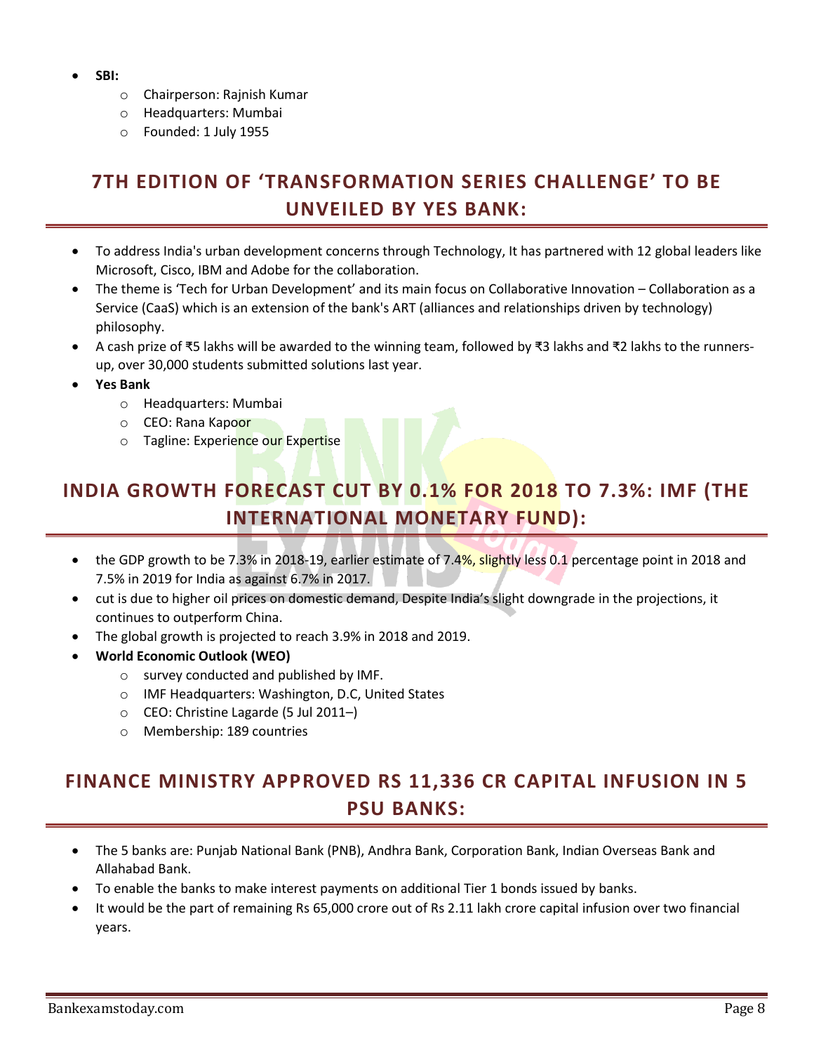- **SBI:**
    - Chairperson: Rajnish Kumar
    - Headquarters: Mumbai
    - Founded: 1 July 1955

## 7TH EDITION OF 'TRANSFORMATION SERIES CHALLENGE' TO BE UNVEILED BY YES BANK:

- To address India's urban development concerns through Technology, It has partnered with 12 global leaders like Microsoft, Cisco, IBM and Adobe for the collaboration.
- The theme is 'Tech for Urban Development' and its main focus on Collaborative Innovation – Collaboration as a Service (CaaS) which is an extension of the bank's ART (alliances and relationships driven by technology) philosophy.
- A cash prize of ₹5 lakhs will be awarded to the winning team, followed by ₹3 lakhs and ₹2 lakhs to the runners-up, over 30,000 students submitted solutions last year.
- **Yes Bank**
    - Headquarters: Mumbai
    - CEO: Rana Kapoor
    - Tagline: Experience our Expertise

## INDIA GROWTH FORECAST CUT BY 0.1% FOR 2018 TO 7.3%: IMF (THE INTERNATIONAL MONETARY FUND):

- the GDP growth to be 7.3% in 2018-19, earlier estimate of 7.4%, slightly less 0.1 percentage point in 2018 and 7.5% in 2019 for India as against 6.7% in 2017.
- cut is due to higher oil prices on domestic demand, Despite India's slight downgrade in the projections, it continues to outperform China.
- The global growth is projected to reach 3.9% in 2018 and 2019.
- **World Economic Outlook (WEO)**
    - survey conducted and published by IMF.
    - IMF Headquarters: Washington, D.C, United States
    - CEO: Christine Lagarde (5 Jul 2011–)
    - Membership: 189 countries

## FINANCE MINISTRY APPROVED RS 11,336 CR CAPITAL INFUSION IN 5 PSU BANKS:

- The 5 banks are: Punjab National Bank (PNB), Andhra Bank, Corporation Bank, Indian Overseas Bank and Allahabad Bank.
- To enable the banks to make interest payments on additional Tier 1 bonds issued by banks.
- It would be the part of remaining Rs 65,000 crore out of Rs 2.11 lakh crore capital infusion over two financial years.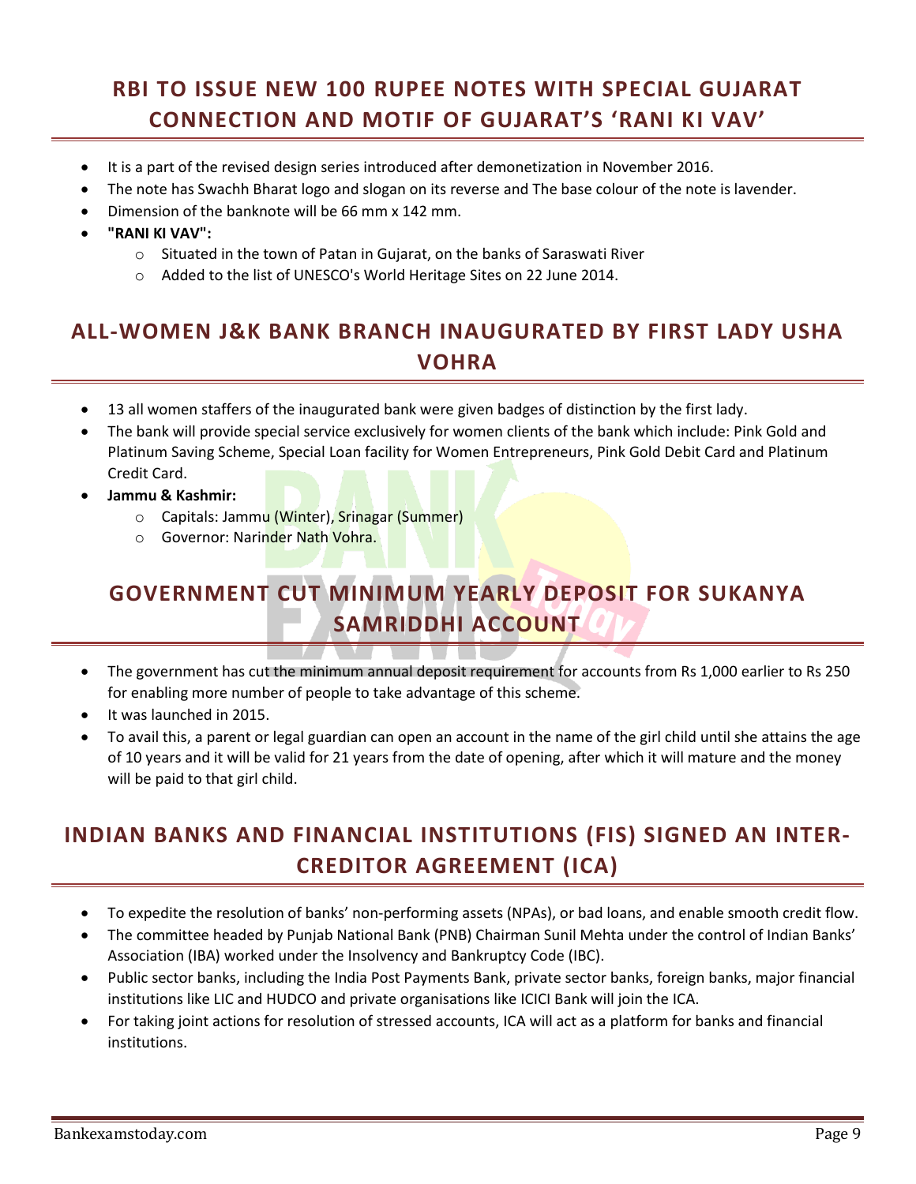## RBI TO ISSUE NEW 100 RUPEE NOTES WITH SPECIAL GUJARAT CONNECTION AND MOTIF OF GUJARAT'S 'RANI KI VAV'

- It is a part of the revised design series introduced after demonetization in November 2016.
- The note has Swachh Bharat logo and slogan on its reverse and The base colour of the note is lavender.
- Dimension of the banknote will be 66 mm x 142 mm.
- **"RANI KI VAV":**
  - Situated in the town of Patan in Gujarat, on the banks of Saraswati River
  - Added to the list of UNESCO's World Heritage Sites on 22 June 2014.

## ALL-WOMEN J&K BANK BRANCH INAUGURATED BY FIRST LADY USHA VOHRA

- 13 all women staffers of the inaugurated bank were given badges of distinction by the first lady.
- The bank will provide special service exclusively for women clients of the bank which include: Pink Gold and Platinum Saving Scheme, Special Loan facility for Women Entrepreneurs, Pink Gold Debit Card and Platinum Credit Card.
- **Jammu & Kashmir:**
  - Capitals: Jammu (Winter), Srinagar (Summer)
  - Governor: Narinder Nath Vohra.

## GOVERNMENT CUT MINIMUM YEARLY DEPOSIT FOR SUKANYA SAMRIDDHI ACCOUNT

- The government has cut the minimum annual deposit requirement for accounts from Rs 1,000 earlier to Rs 250 for enabling more number of people to take advantage of this scheme.
- It was launched in 2015.
- To avail this, a parent or legal guardian can open an account in the name of the girl child until she attains the age of 10 years and it will be valid for 21 years from the date of opening, after which it will mature and the money will be paid to that girl child.

## INDIAN BANKS AND FINANCIAL INSTITUTIONS (FIS) SIGNED AN INTER-CREDITOR AGREEMENT (ICA)

- To expedite the resolution of banks' non-performing assets (NPAs), or bad loans, and enable smooth credit flow.
- The committee headed by Punjab National Bank (PNB) Chairman Sunil Mehta under the control of Indian Banks' Association (IBA) worked under the Insolvency and Bankruptcy Code (IBC).
- Public sector banks, including the India Post Payments Bank, private sector banks, foreign banks, major financial institutions like LIC and HUDCO and private organisations like ICICI Bank will join the ICA.
- For taking joint actions for resolution of stressed accounts, ICA will act as a platform for banks and financial institutions.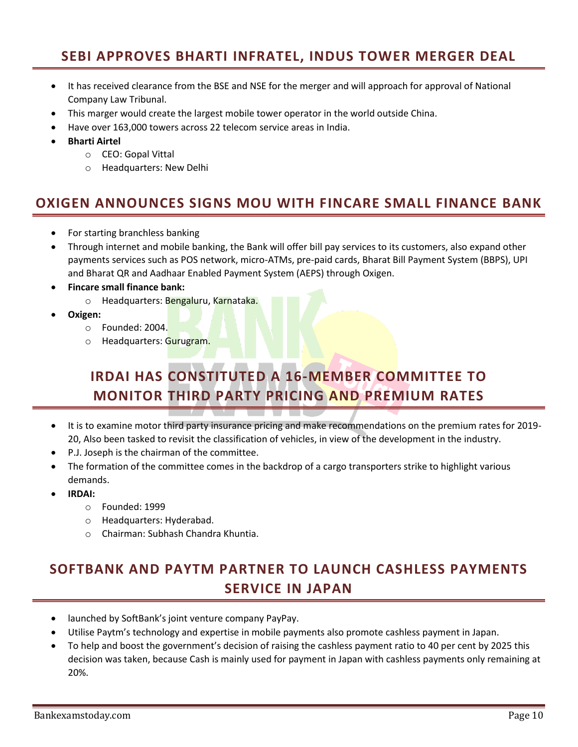## SEBI APPROVES BHARTI INFRATEL, INDUS TOWER MERGER DEAL

- It has received clearance from the BSE and NSE for the merger and will approach for approval of National Company Law Tribunal.
- This marger would create the largest mobile tower operator in the world outside China.
- Have over 163,000 towers across 22 telecom service areas in India.
- **Bharti Airtel**
  - CEO: Gopal Vittal
  - Headquarters: New Delhi

## OXIGEN ANNOUNCES SIGNS MOU WITH FINCARE SMALL FINANCE BANK

- For starting branchless banking
- Through internet and mobile banking, the Bank will offer bill pay services to its customers, also expand other payments services such as POS network, micro-ATMs, pre-paid cards, Bharat Bill Payment System (BBPS), UPI and Bharat QR and Aadhaar Enabled Payment System (AEPS) through Oxigen.
- **Fincare small finance bank:**
  - Headquarters: Bengaluru, Karnataka.
- **Oxigen:**
  - Founded: 2004.
  - Headquarters: Gurugram.

## IRDAI HAS CONSTITUTED A 16-MEMBER COMMITTEE TO MONITOR THIRD PARTY PRICING AND PREMIUM RATES

- It is to examine motor third party insurance pricing and make recommendations on the premium rates for 2019-20, Also been tasked to revisit the classification of vehicles, in view of the development in the industry.
- P.J. Joseph is the chairman of the committee.
- The formation of the committee comes in the backdrop of a cargo transporters strike to highlight various demands.
- **IRDAI:**
  - Founded: 1999
  - Headquarters: Hyderabad.
  - Chairman: Subhash Chandra Khuntia.

## SOFTBANK AND PAYTM PARTNER TO LAUNCH CASHLESS PAYMENTS SERVICE IN JAPAN

- launched by SoftBank's joint venture company PayPay.
- Utilise Paytm's technology and expertise in mobile payments also promote cashless payment in Japan.
- To help and boost the government's decision of raising the cashless payment ratio to 40 per cent by 2025 this decision was taken, because Cash is mainly used for payment in Japan with cashless payments only remaining at 20%.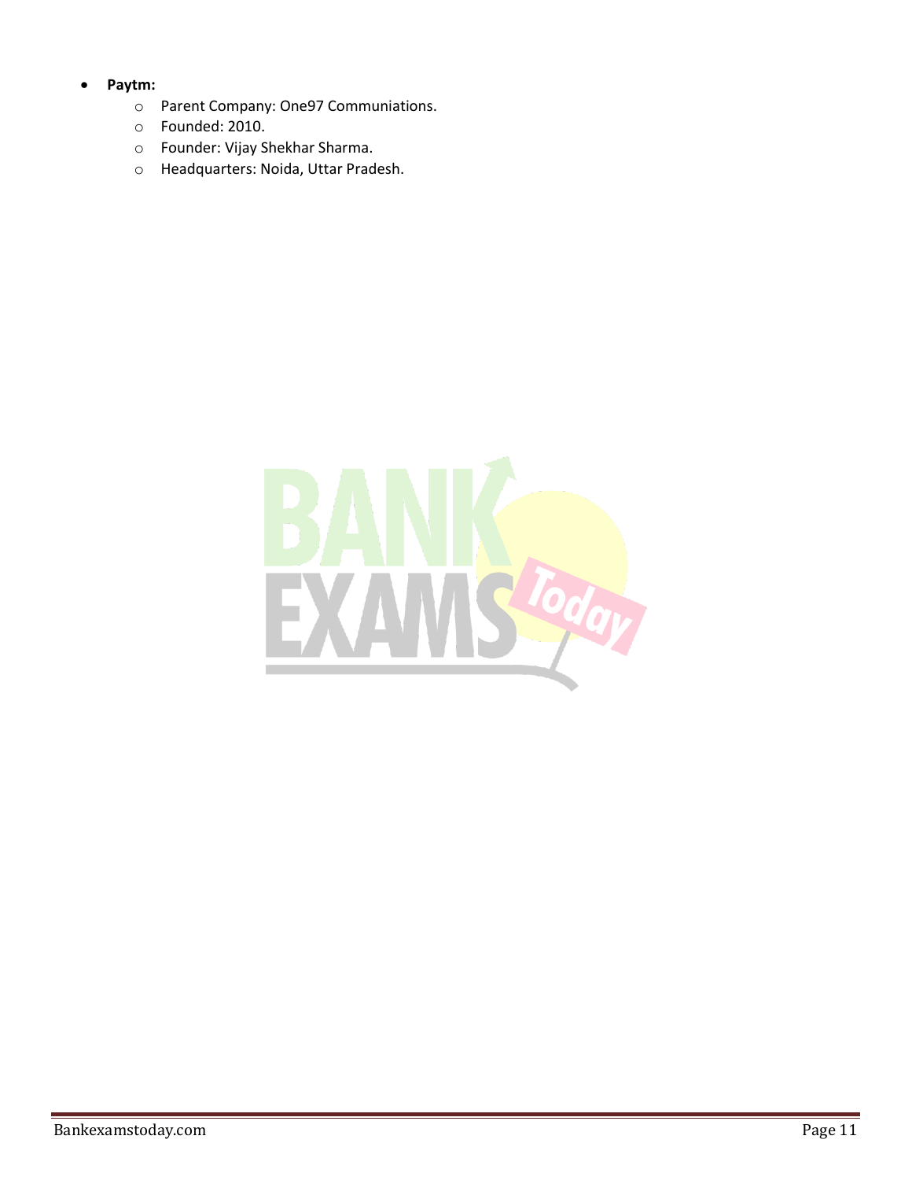- **Paytm:**
  - Parent Company: One97 Communiations.
  - Founded: 2010.
  - Founder: Vijay Shekhar Sharma.
  - Headquarters: Noida, Uttar Pradesh.